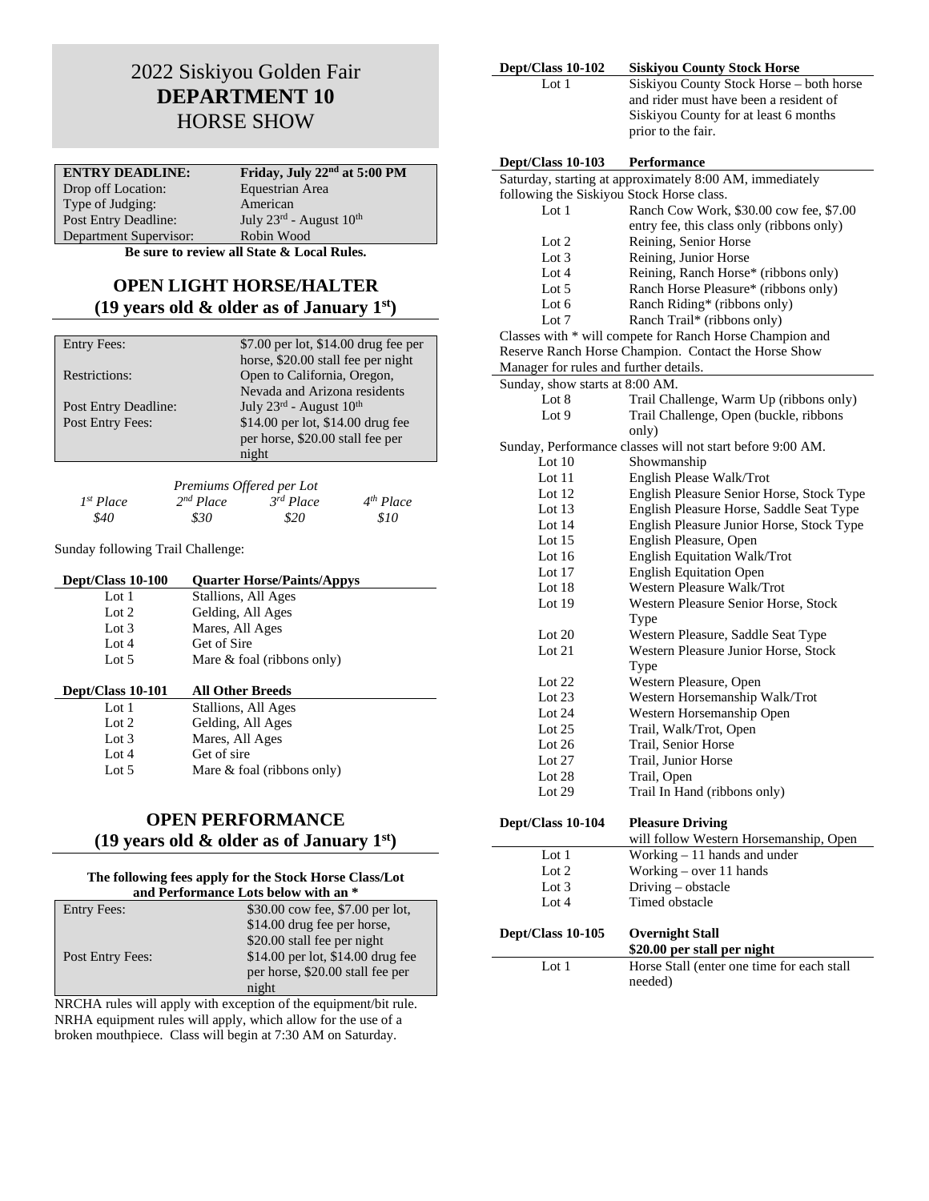# 2022 Siskiyou Golden Fair
# **DEPARTMENT 10**
# HORSE SHOW

| **ENTRY DEADLINE:** | **Friday, July 22nd at 5:00 PM** |
|---|---|
| Drop off Location: | Equestrian Area |
| Type of Judging: | American |
| Post Entry Deadline: | July 23rd - August 10th |
| Department Supervisor: | Robin Wood |

**Be sure to review all State & Local Rules.**

## OPEN LIGHT HORSE/HALTER
## (19 years old & older as of January 1st)

| | |
|---|---|
| Entry Fees: | $7.00 per lot, $14.00 drug fee per horse, $20.00 stall fee per night |
| Restrictions: | Open to California, Oregon, Nevada and Arizona residents |
| Post Entry Deadline: | July 23rd - August 10th |
| Post Entry Fees: | $14.00 per lot, $14.00 drug fee per horse, $20.00 stall fee per night |

*Premiums Offered per Lot*

| *1st Place* | *2nd Place* | *3rd Place* | *4th Place* |
|---|---|---|---|
| *$40* | *$30* | *$20* | *$10* |

Sunday following Trail Challenge:

| **Dept/Class 10-100** | **Quarter Horse/Paints/Appys** |
|---|---|
| Lot 1 | Stallions, All Ages |
| Lot 2 | Gelding, All Ages |
| Lot 3 | Mares, All Ages |
| Lot 4 | Get of Sire |
| Lot 5 | Mare & foal (ribbons only) |

| **Dept/Class 10-101** | **All Other Breeds** |
|---|---|
| Lot 1 | Stallions, All Ages |
| Lot 2 | Gelding, All Ages |
| Lot 3 | Mares, All Ages |
| Lot 4 | Get of sire |
| Lot 5 | Mare & foal (ribbons only) |

## OPEN PERFORMANCE
## (19 years old & older as of January 1st)

**The following fees apply for the Stock Horse Class/Lot and Performance Lots below with an \***

| | |
|---|---|
| Entry Fees: | $30.00 cow fee, $7.00 per lot, $14.00 drug fee per horse, $20.00 stall fee per night |
| Post Entry Fees: | $14.00 per lot, $14.00 drug fee per horse, $20.00 stall fee per night |

NRCHA rules will apply with exception of the equipment/bit rule. NRHA equipment rules will apply, which allow for the use of a broken mouthpiece. Class will begin at 7:30 AM on Saturday.

| **Dept/Class 10-102** | **Siskiyou County Stock Horse** |
|---|---|
| Lot 1 | Siskiyou County Stock Horse – both horse and rider must have been a resident of Siskiyou County for at least 6 months prior to the fair. |

**Dept/Class 10-103 Performance**

Saturday, starting at approximately 8:00 AM, immediately following the Siskiyou Stock Horse class.

| | |
|---|---|
| Lot 1 | Ranch Cow Work, $30.00 cow fee, $7.00 entry fee, this class only (ribbons only) |
| Lot 2 | Reining, Senior Horse |
| Lot 3 | Reining, Junior Horse |
| Lot 4 | Reining, Ranch Horse* (ribbons only) |
| Lot 5 | Ranch Horse Pleasure* (ribbons only) |
| Lot 6 | Ranch Riding* (ribbons only) |
| Lot 7 | Ranch Trail* (ribbons only) |

Classes with * will compete for Ranch Horse Champion and Reserve Ranch Horse Champion. Contact the Horse Show Manager for rules and further details.

Sunday, show starts at 8:00 AM.

| | |
|---|---|
| Lot 8 | Trail Challenge, Warm Up (ribbons only) |
| Lot 9 | Trail Challenge, Open (buckle, ribbons only) |

Sunday, Performance classes will not start before 9:00 AM.

| | |
|---|---|
| Lot 10 | Showmanship |
| Lot 11 | English Please Walk/Trot |
| Lot 12 | English Pleasure Senior Horse, Stock Type |
| Lot 13 | English Pleasure Horse, Saddle Seat Type |
| Lot 14 | English Pleasure Junior Horse, Stock Type |
| Lot 15 | English Pleasure, Open |
| Lot 16 | English Equitation Walk/Trot |
| Lot 17 | English Equitation Open |
| Lot 18 | Western Pleasure Walk/Trot |
| Lot 19 | Western Pleasure Senior Horse, Stock Type |
| Lot 20 | Western Pleasure, Saddle Seat Type |
| Lot 21 | Western Pleasure Junior Horse, Stock Type |
| Lot 22 | Western Pleasure, Open |
| Lot 23 | Western Horsemanship Walk/Trot |
| Lot 24 | Western Horsemanship Open |
| Lot 25 | Trail, Walk/Trot, Open |
| Lot 26 | Trail, Senior Horse |
| Lot 27 | Trail, Junior Horse |
| Lot 28 | Trail, Open |
| Lot 29 | Trail In Hand (ribbons only) |

| **Dept/Class 10-104** | **Pleasure Driving** will follow Western Horsemanship, Open |
|---|---|
| Lot 1 | Working – 11 hands and under |
| Lot 2 | Working – over 11 hands |
| Lot 3 | Driving – obstacle |
| Lot 4 | Timed obstacle |

| **Dept/Class 10-105** | **Overnight Stall** **$20.00 per stall per night** |
|---|---|
| Lot 1 | Horse Stall (enter one time for each stall needed) |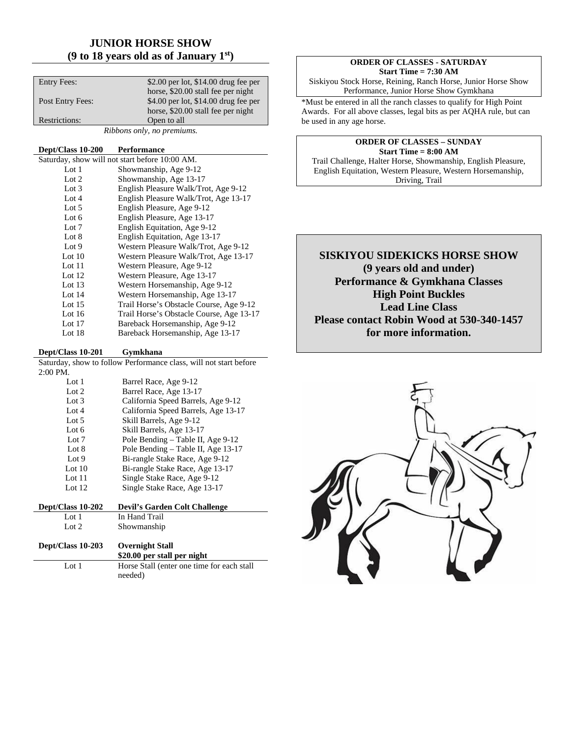## JUNIOR HORSE SHOW
## (9 to 18 years old as of January 1st)

| | |
|---|---|
| Entry Fees: | $2.00 per lot, $14.00 drug fee per horse, $20.00 stall fee per night |
| Post Entry Fees: | $4.00 per lot, $14.00 drug fee per horse, $20.00 stall fee per night |
| Restrictions: | Open to all |

*Ribbons only, no premiums.*

| Dept/Class 10-200 | Performance |
|---|---|
| Saturday, show will not start before 10:00 AM. | |
| Lot 1 | Showmanship, Age 9-12 |
| Lot 2 | Showmanship, Age 13-17 |
| Lot 3 | English Pleasure Walk/Trot, Age 9-12 |
| Lot 4 | English Pleasure Walk/Trot, Age 13-17 |
| Lot 5 | English Pleasure, Age 9-12 |
| Lot 6 | English Pleasure, Age 13-17 |
| Lot 7 | English Equitation, Age 9-12 |
| Lot 8 | English Equitation, Age 13-17 |
| Lot 9 | Western Pleasure Walk/Trot, Age 9-12 |
| Lot 10 | Western Pleasure Walk/Trot, Age 13-17 |
| Lot 11 | Western Pleasure, Age 9-12 |
| Lot 12 | Western Pleasure, Age 13-17 |
| Lot 13 | Western Horsemanship, Age 9-12 |
| Lot 14 | Western Horsemanship, Age 13-17 |
| Lot 15 | Trail Horse's Obstacle Course, Age 9-12 |
| Lot 16 | Trail Horse's Obstacle Course, Age 13-17 |
| Lot 17 | Bareback Horsemanship, Age 9-12 |
| Lot 18 | Bareback Horsemanship, Age 13-17 |

| Dept/Class 10-201 | Gymkhana |
|---|---|
| Saturday, show to follow Performance class, will not start before 2:00 PM. | |
| Lot 1 | Barrel Race, Age 9-12 |
| Lot 2 | Barrel Race, Age 13-17 |
| Lot 3 | California Speed Barrels, Age 9-12 |
| Lot 4 | California Speed Barrels, Age 13-17 |
| Lot 5 | Skill Barrels, Age 9-12 |
| Lot 6 | Skill Barrels, Age 13-17 |
| Lot 7 | Pole Bending – Table II, Age 9-12 |
| Lot 8 | Pole Bending – Table II, Age 13-17 |
| Lot 9 | Bi-rangle Stake Race, Age 9-12 |
| Lot 10 | Bi-rangle Stake Race, Age 13-17 |
| Lot 11 | Single Stake Race, Age 9-12 |
| Lot 12 | Single Stake Race, Age 13-17 |

| Dept/Class 10-202 | Devil's Garden Colt Challenge |
|---|---|
| Lot 1 | In Hand Trail |
| Lot 2 | Showmanship |

| Dept/Class 10-203 | Overnight Stall<br>$20.00 per stall per night |
|---|---|
| Lot 1 | Horse Stall (enter one time for each stall needed) |

**ORDER OF CLASSES - SATURDAY**
**Start Time = 7:30 AM**
Siskiyou Stock Horse, Reining, Ranch Horse, Junior Horse Show Performance, Junior Horse Show Gymkhana

*Must be entered in all the ranch classes to qualify for High Point Awards. For all above classes, legal bits as per AQHA rule, but can be used in any age horse.

**ORDER OF CLASSES – SUNDAY**
**Start Time = 8:00 AM**
Trail Challenge, Halter Horse, Showmanship, English Pleasure, English Equitation, Western Pleasure, Western Horsemanship, Driving, Trail

**SISKIYOU SIDEKICKS HORSE SHOW**
**(9 years old and under)**
**Performance & Gymkhana Classes**
**High Point Buckles**
**Lead Line Class**
**Please contact Robin Wood at 530-340-1457 for more information.**